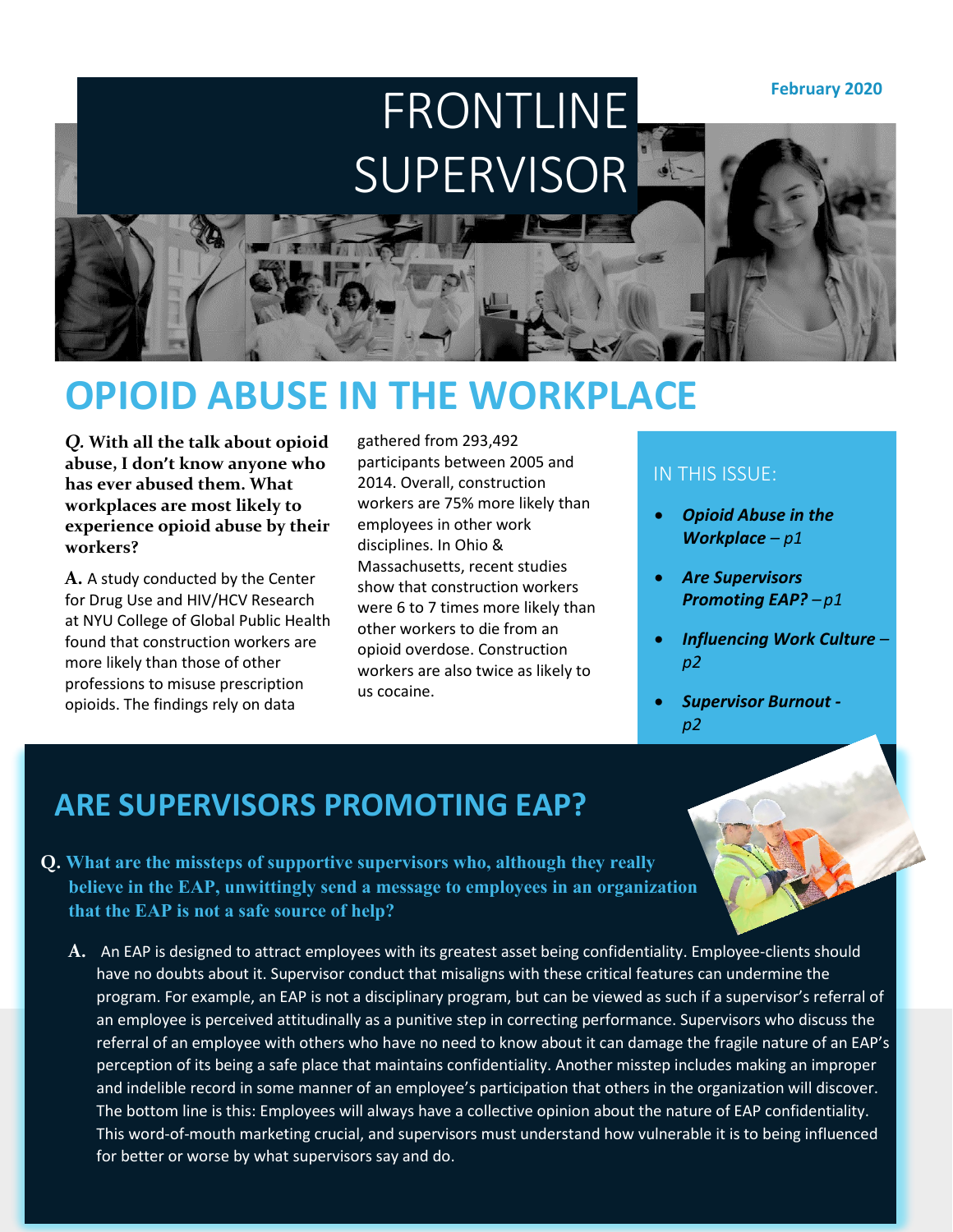February 2020

# FRONTLINE SUPERVISOR

## OPIOID ABUSE IN THE WORKPLACE

***Q.* With all the talk about opioid abuse, I don't know anyone who has ever abused them. What workplaces are most likely to experience opioid abuse by their workers?**

**A.** A study conducted by the Center for Drug Use and HIV/HCV Research at NYU College of Global Public Health found that construction workers are more likely than those of other professions to misuse prescription opioids. The findings rely on data gathered from 293,492 participants between 2005 and 2014. Overall, construction workers are 75% more likely than employees in other work disciplines. In Ohio & Massachusetts, recent studies show that construction workers were 6 to 7 times more likely than other workers to die from an opioid overdose. Construction workers are also twice as likely to us cocaine.

### IN THIS ISSUE:

- ***Opioid Abuse in the Workplace** – p1*
- ***Are Supervisors Promoting EAP?** – p1*
- ***Influencing Work Culture** – p2*
- ***Supervisor Burnout** - p2*

## ARE SUPERVISORS PROMOTING EAP?

**Q. What are the missteps of supportive supervisors who, although they really believe in the EAP, unwittingly send a message to employees in an organization that the EAP is not a safe source of help?**

**A.** An EAP is designed to attract employees with its greatest asset being confidentiality. Employee-clients should have no doubts about it. Supervisor conduct that misaligns with these critical features can undermine the program. For example, an EAP is not a disciplinary program, but can be viewed as such if a supervisor's referral of an employee is perceived attitudinally as a punitive step in correcting performance. Supervisors who discuss the referral of an employee with others who have no need to know about it can damage the fragile nature of an EAP's perception of its being a safe place that maintains confidentiality. Another misstep includes making an improper and indelible record in some manner of an employee's participation that others in the organization will discover. The bottom line is this: Employees will always have a collective opinion about the nature of EAP confidentiality. This word-of-mouth marketing crucial, and supervisors must understand how vulnerable it is to being influenced for better or worse by what supervisors say and do.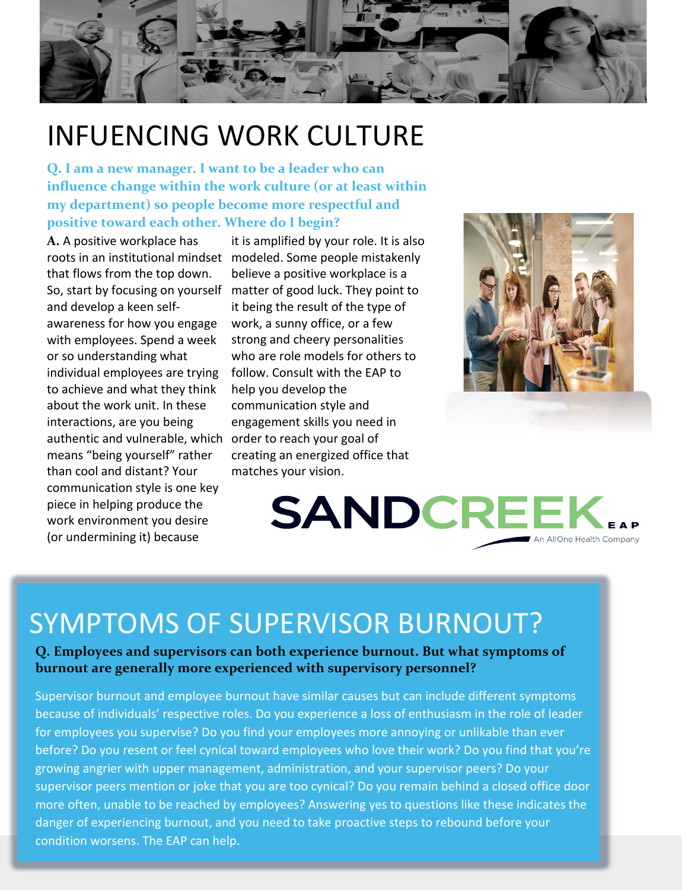# INFUENCING WORK CULTURE

**Q. I am a new manager. I want to be a leader who can influence change within the work culture (or at least within my department) so people become more respectful and positive toward each other. Where do I begin?**

**A.** A positive workplace has roots in an institutional mindset that flows from the top down. So, start by focusing on yourself and develop a keen self-awareness for how you engage with employees. Spend a week or so understanding what individual employees are trying to achieve and what they think about the work unit. In these interactions, are you being authentic and vulnerable, which means "being yourself" rather than cool and distant? Your communication style is one key piece in helping produce the work environment you desire (or undermining it) because it is amplified by your role. It is also modeled. Some people mistakenly believe a positive workplace is a matter of good luck. They point to it being the result of the type of work, a sunny office, or a few strong and cheery personalities who are role models for others to follow. Consult with the EAP to help you develop the communication style and engagement skills you need in order to reach your goal of creating an energized office that matches your vision.

SANDCREEK EAP
An AllOne Health Company

# SYMPTOMS OF SUPERVISOR BURNOUT?

**Q. Employees and supervisors can both experience burnout. But what symptoms of burnout are generally more experienced with supervisory personnel?**

Supervisor burnout and employee burnout have similar causes but can include different symptoms because of individuals' respective roles. Do you experience a loss of enthusiasm in the role of leader for employees you supervise? Do you find your employees more annoying or unlikable than ever before? Do you resent or feel cynical toward employees who love their work? Do you find that you're growing angrier with upper management, administration, and your supervisor peers? Do your supervisor peers mention or joke that you are too cynical? Do you remain behind a closed office door more often, unable to be reached by employees? Answering yes to questions like these indicates the danger of experiencing burnout, and you need to take proactive steps to rebound before your condition worsens. The EAP can help.